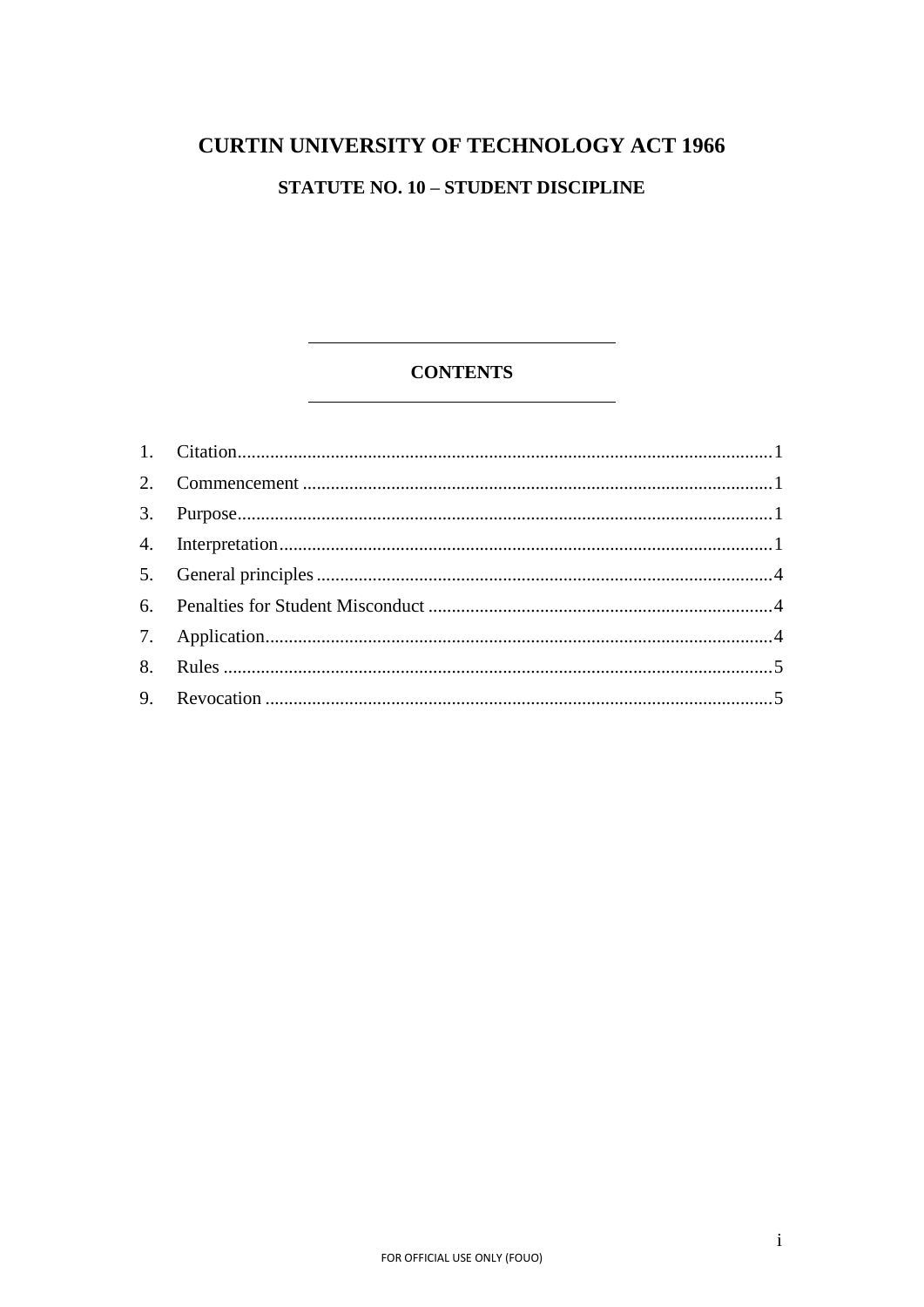# CURTIN UNIVERSITY OF TECHNOLOGY ACT 1966

## STATUTE NO. 10 – STUDENT DISCIPLINE

---

**CONTENTS**

---

1. Citation..........1
2. Commencement..........1
3. Purpose..........1
4. Interpretation..........1
5. General principles..........4
6. Penalties for Student Misconduct..........4
7. Application..........4
8. Rules..........5
9. Revocation..........5

FOR OFFICIAL USE ONLY (FOUO)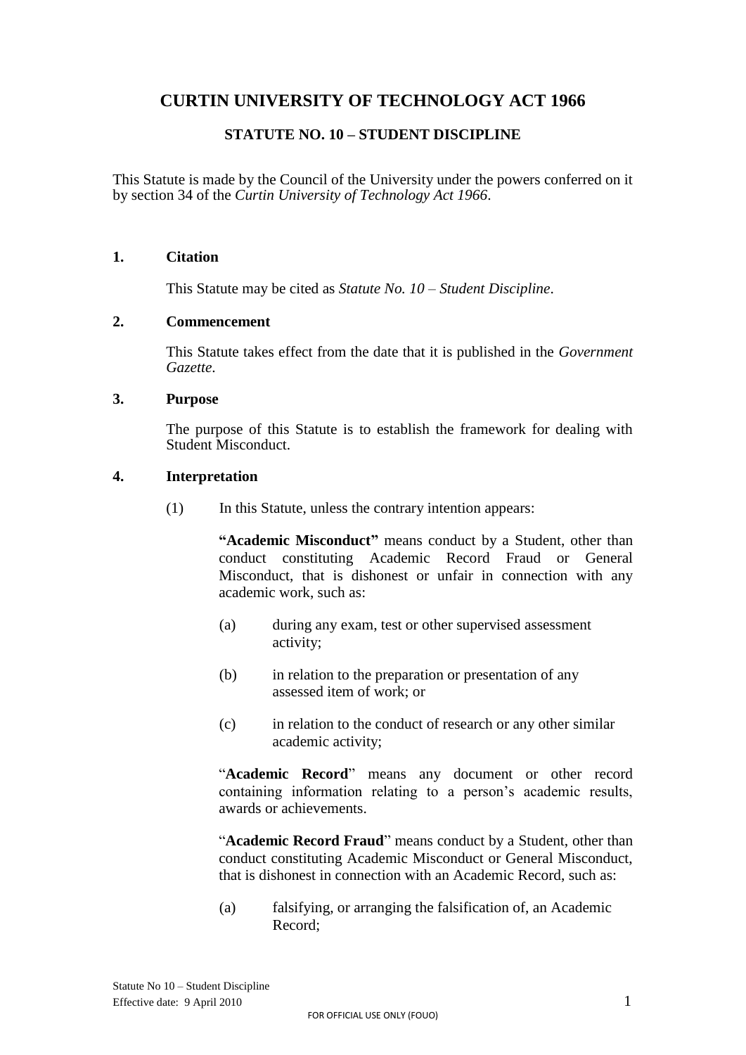# CURTIN UNIVERSITY OF TECHNOLOGY ACT 1966

## STATUTE NO. 10 – STUDENT DISCIPLINE

This Statute is made by the Council of the University under the powers conferred on it by section 34 of the *Curtin University of Technology Act 1966*.

### 1. Citation

This Statute may be cited as *Statute No. 10 – Student Discipline*.

### 2. Commencement

This Statute takes effect from the date that it is published in the *Government Gazette*.

### 3. Purpose

The purpose of this Statute is to establish the framework for dealing with Student Misconduct.

### 4. Interpretation

(1) In this Statute, unless the contrary intention appears:

**"Academic Misconduct"** means conduct by a Student, other than conduct constituting Academic Record Fraud or General Misconduct, that is dishonest or unfair in connection with any academic work, such as:

(a) during any exam, test or other supervised assessment activity;

(b) in relation to the preparation or presentation of any assessed item of work; or

(c) in relation to the conduct of research or any other similar academic activity;

"**Academic Record**" means any document or other record containing information relating to a person's academic results, awards or achievements.

"**Academic Record Fraud**" means conduct by a Student, other than conduct constituting Academic Misconduct or General Misconduct, that is dishonest in connection with an Academic Record, such as:

(a) falsifying, or arranging the falsification of, an Academic Record;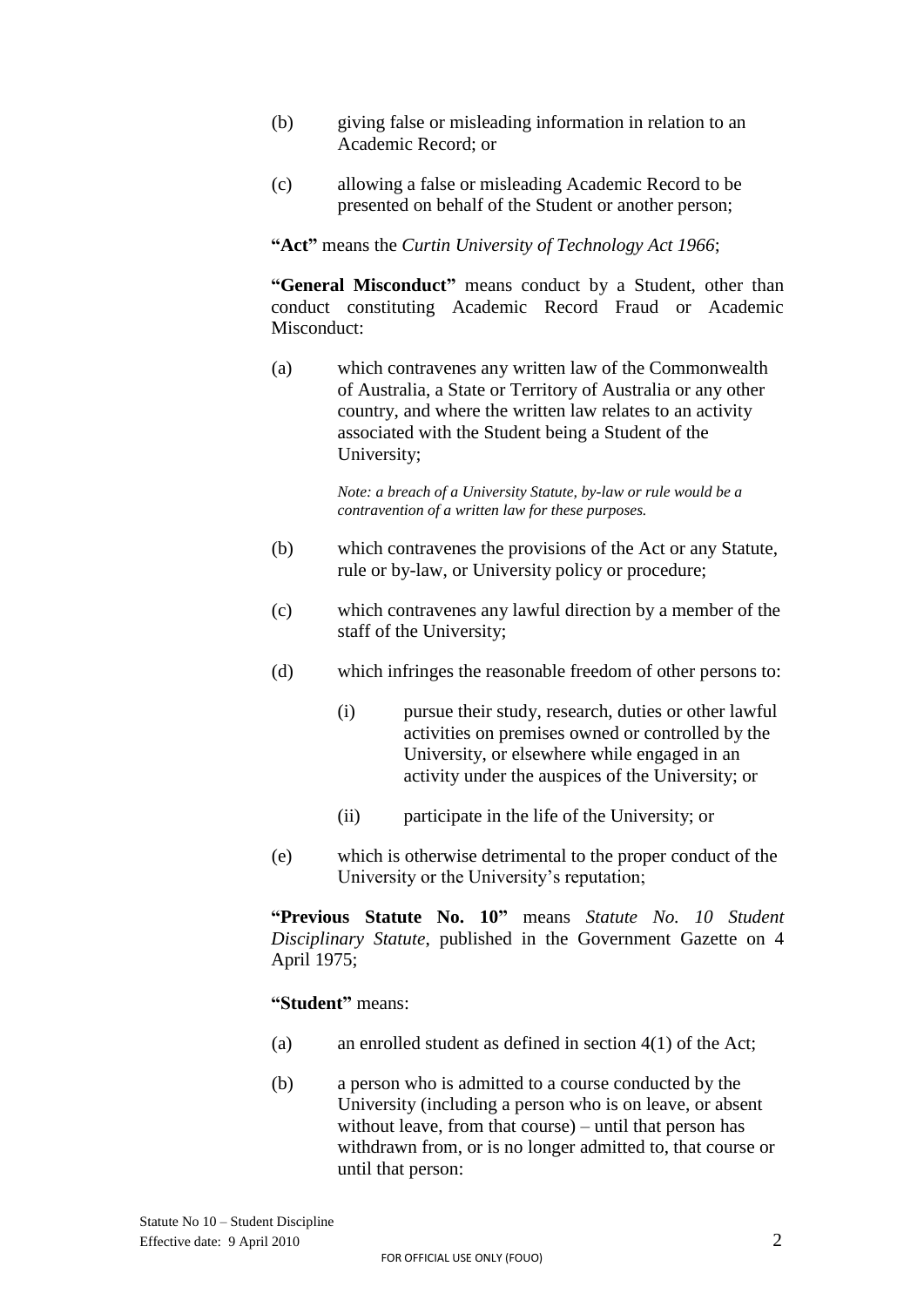(b) giving false or misleading information in relation to an Academic Record; or

(c) allowing a false or misleading Academic Record to be presented on behalf of the Student or another person;

**"Act"** means the *Curtin University of Technology Act 1966*;

**"General Misconduct"** means conduct by a Student, other than conduct constituting Academic Record Fraud or Academic Misconduct:

(a) which contravenes any written law of the Commonwealth of Australia, a State or Territory of Australia or any other country, and where the written law relates to an activity associated with the Student being a Student of the University;

*Note: a breach of a University Statute, by-law or rule would be a contravention of a written law for these purposes.*

(b) which contravenes the provisions of the Act or any Statute, rule or by-law, or University policy or procedure;

(c) which contravenes any lawful direction by a member of the staff of the University;

(d) which infringes the reasonable freedom of other persons to:

(i) pursue their study, research, duties or other lawful activities on premises owned or controlled by the University, or elsewhere while engaged in an activity under the auspices of the University; or

(ii) participate in the life of the University; or

(e) which is otherwise detrimental to the proper conduct of the University or the University's reputation;

**"Previous Statute No. 10"** means *Statute No. 10 Student Disciplinary Statute*, published in the Government Gazette on 4 April 1975;

**"Student"** means:

(a) an enrolled student as defined in section 4(1) of the Act;

(b) a person who is admitted to a course conducted by the University (including a person who is on leave, or absent without leave, from that course) – until that person has withdrawn from, or is no longer admitted to, that course or until that person: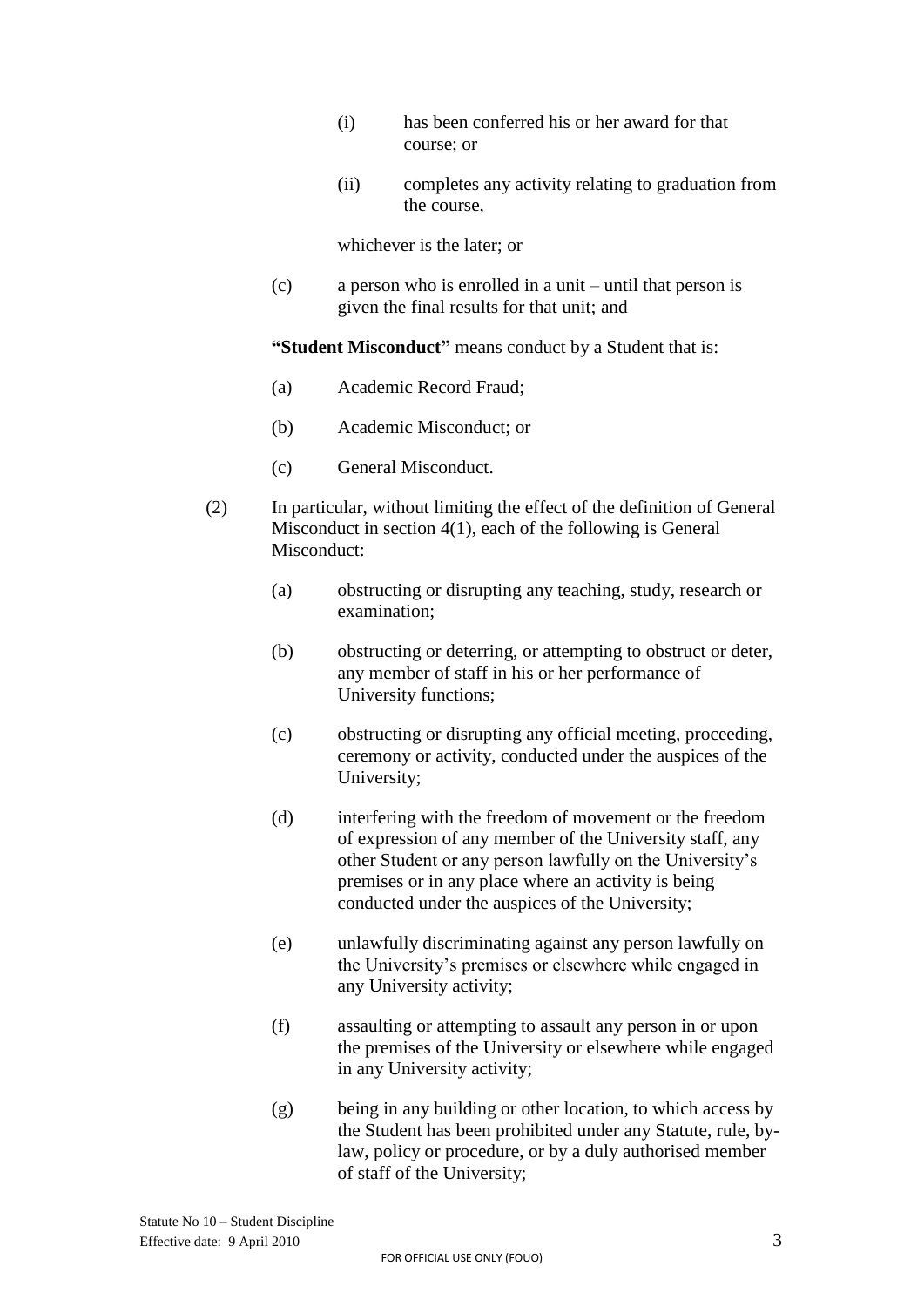(i) has been conferred his or her award for that course; or

(ii) completes any activity relating to graduation from the course,

whichever is the later; or

(c) a person who is enrolled in a unit – until that person is given the final results for that unit; and

**"Student Misconduct"** means conduct by a Student that is:

(a) Academic Record Fraud;

(b) Academic Misconduct; or

(c) General Misconduct.

(2) In particular, without limiting the effect of the definition of General Misconduct in section 4(1), each of the following is General Misconduct:

(a) obstructing or disrupting any teaching, study, research or examination;

(b) obstructing or deterring, or attempting to obstruct or deter, any member of staff in his or her performance of University functions;

(c) obstructing or disrupting any official meeting, proceeding, ceremony or activity, conducted under the auspices of the University;

(d) interfering with the freedom of movement or the freedom of expression of any member of the University staff, any other Student or any person lawfully on the University's premises or in any place where an activity is being conducted under the auspices of the University;

(e) unlawfully discriminating against any person lawfully on the University's premises or elsewhere while engaged in any University activity;

(f) assaulting or attempting to assault any person in or upon the premises of the University or elsewhere while engaged in any University activity;

(g) being in any building or other location, to which access by the Student has been prohibited under any Statute, rule, by-law, policy or procedure, or by a duly authorised member of staff of the University;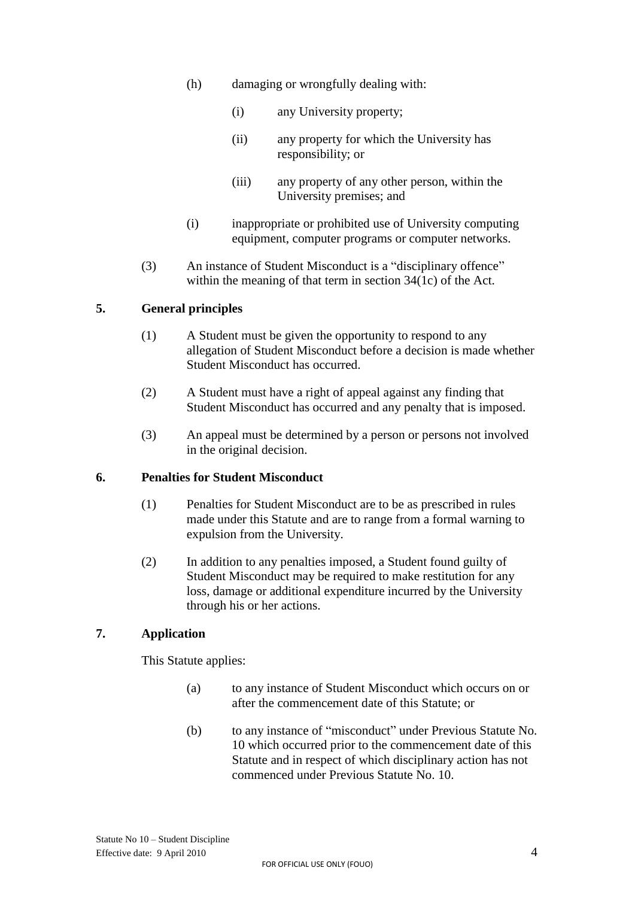(h) damaging or wrongfully dealing with:

  (i) any University property;

  (ii) any property for which the University has responsibility; or

  (iii) any property of any other person, within the University premises; and

(i) inappropriate or prohibited use of University computing equipment, computer programs or computer networks.

(3) An instance of Student Misconduct is a "disciplinary offence" within the meaning of that term in section 34(1c) of the Act.

## 5. General principles

(1) A Student must be given the opportunity to respond to any allegation of Student Misconduct before a decision is made whether Student Misconduct has occurred.

(2) A Student must have a right of appeal against any finding that Student Misconduct has occurred and any penalty that is imposed.

(3) An appeal must be determined by a person or persons not involved in the original decision.

## 6. Penalties for Student Misconduct

(1) Penalties for Student Misconduct are to be as prescribed in rules made under this Statute and are to range from a formal warning to expulsion from the University.

(2) In addition to any penalties imposed, a Student found guilty of Student Misconduct may be required to make restitution for any loss, damage or additional expenditure incurred by the University through his or her actions.

## 7. Application

This Statute applies:

(a) to any instance of Student Misconduct which occurs on or after the commencement date of this Statute; or

(b) to any instance of "misconduct" under Previous Statute No. 10 which occurred prior to the commencement date of this Statute and in respect of which disciplinary action has not commenced under Previous Statute No. 10.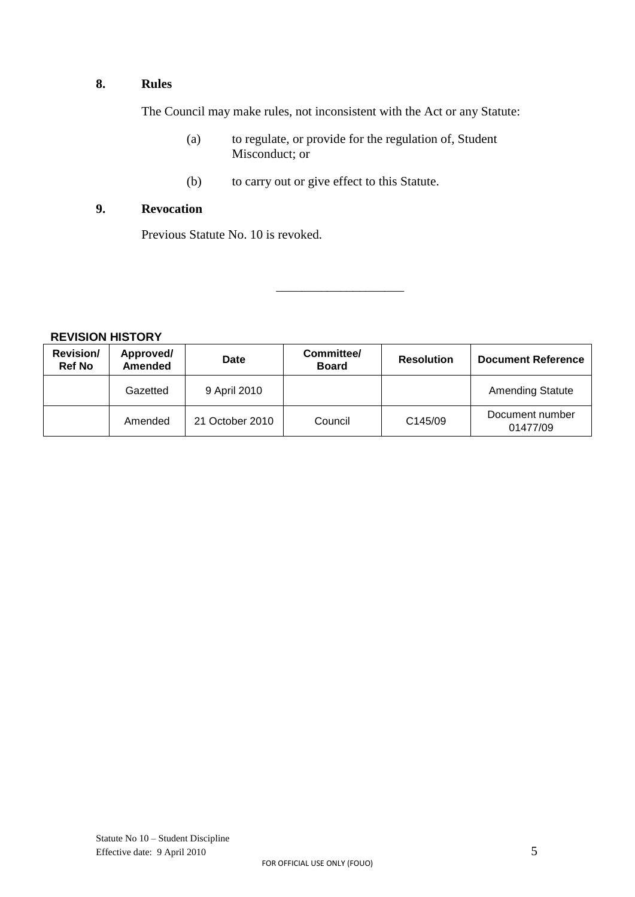## 8. Rules

The Council may make rules, not inconsistent with the Act or any Statute:

(a) to regulate, or provide for the regulation of, Student Misconduct; or

(b) to carry out or give effect to this Statute.

## 9. Revocation

Previous Statute No. 10 is revoked.

---

**REVISION HISTORY**

| Revision/ Ref No | Approved/ Amended | Date | Committee/ Board | Resolution | Document Reference |
|---|---|---|---|---|---|
| | Gazetted | 9 April 2010 | | | Amending Statute |
| | Amended | 21 October 2010 | Council | C145/09 | Document number 01477/09 |

FOR OFFICIAL USE ONLY (FOUO)